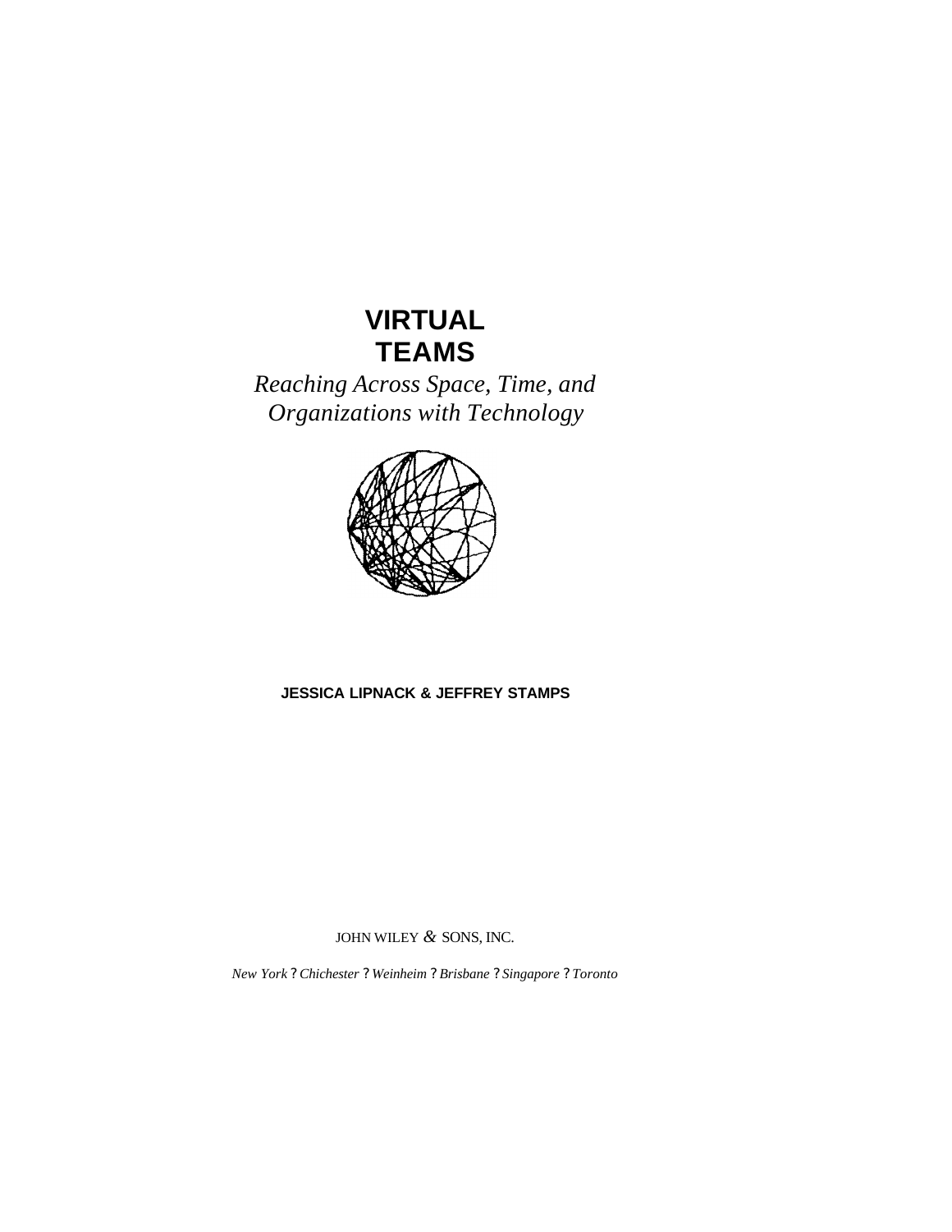# VIRTUAL TEAMS

*Reaching Across Space, Time, and Organizations with Technology*

**JESSICA LIPNACK & JEFFREY STAMPS**

JOHN WILEY & SONS, INC.

*New York* ? *Chichester* ? *Weinheim* ? *Brisbane* ? *Singapore* ? *Toronto*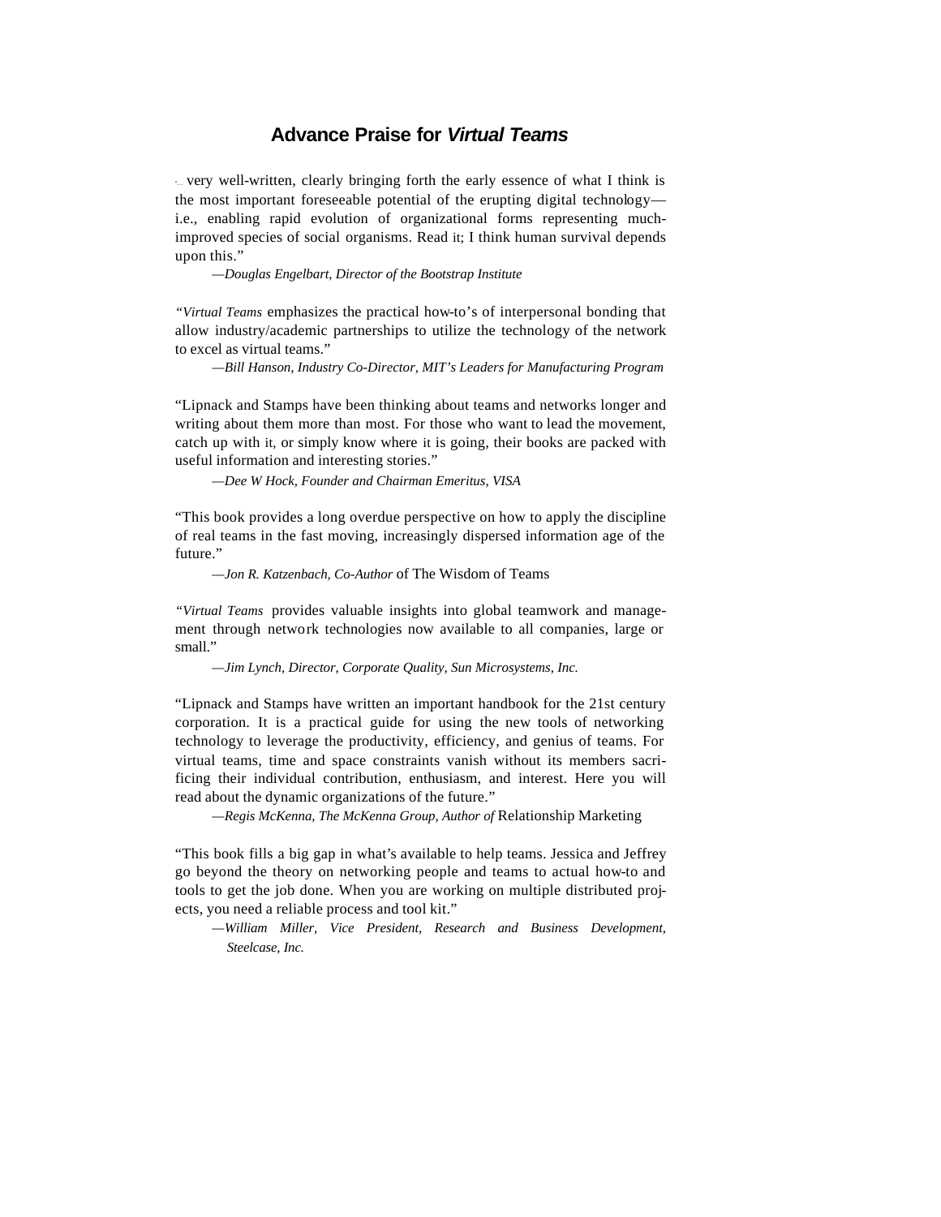# Advance Praise for *Virtual Teams*

"... very well-written, clearly bringing forth the early essence of what I think is the most important foreseeable potential of the erupting digital technology—i.e., enabling rapid evolution of organizational forms representing much-improved species of social organisms. Read it; I think human survival depends upon this."

—*Douglas Engelbart, Director of the Bootstrap Institute*

"*Virtual Teams* emphasizes the practical how-to's of interpersonal bonding that allow industry/academic partnerships to utilize the technology of the network to excel as virtual teams."

—*Bill Hanson, Industry Co-Director, MIT's Leaders for Manufacturing Program*

"Lipnack and Stamps have been thinking about teams and networks longer and writing about them more than most. For those who want to lead the movement, catch up with it, or simply know where it is going, their books are packed with useful information and interesting stories."

—*Dee W Hock, Founder and Chairman Emeritus, VISA*

"This book provides a long overdue perspective on how to apply the discipline of real teams in the fast moving, increasingly dispersed information age of the future."

—*Jon R. Katzenbach, Co-Author* of The Wisdom of Teams

"*Virtual Teams* provides valuable insights into global teamwork and management through network technologies now available to all companies, large or small."

—*Jim Lynch, Director, Corporate Quality, Sun Microsystems, Inc.*

"Lipnack and Stamps have written an important handbook for the 21st century corporation. It is a practical guide for using the new tools of networking technology to leverage the productivity, efficiency, and genius of teams. For virtual teams, time and space constraints vanish without its members sacrificing their individual contribution, enthusiasm, and interest. Here you will read about the dynamic organizations of the future."

—*Regis McKenna, The McKenna Group, Author of* Relationship Marketing

"This book fills a big gap in what's available to help teams. Jessica and Jeffrey go beyond the theory on networking people and teams to actual how-to and tools to get the job done. When you are working on multiple distributed projects, you need a reliable process and tool kit."

—*William Miller, Vice President, Research and Business Development, Steelcase, Inc.*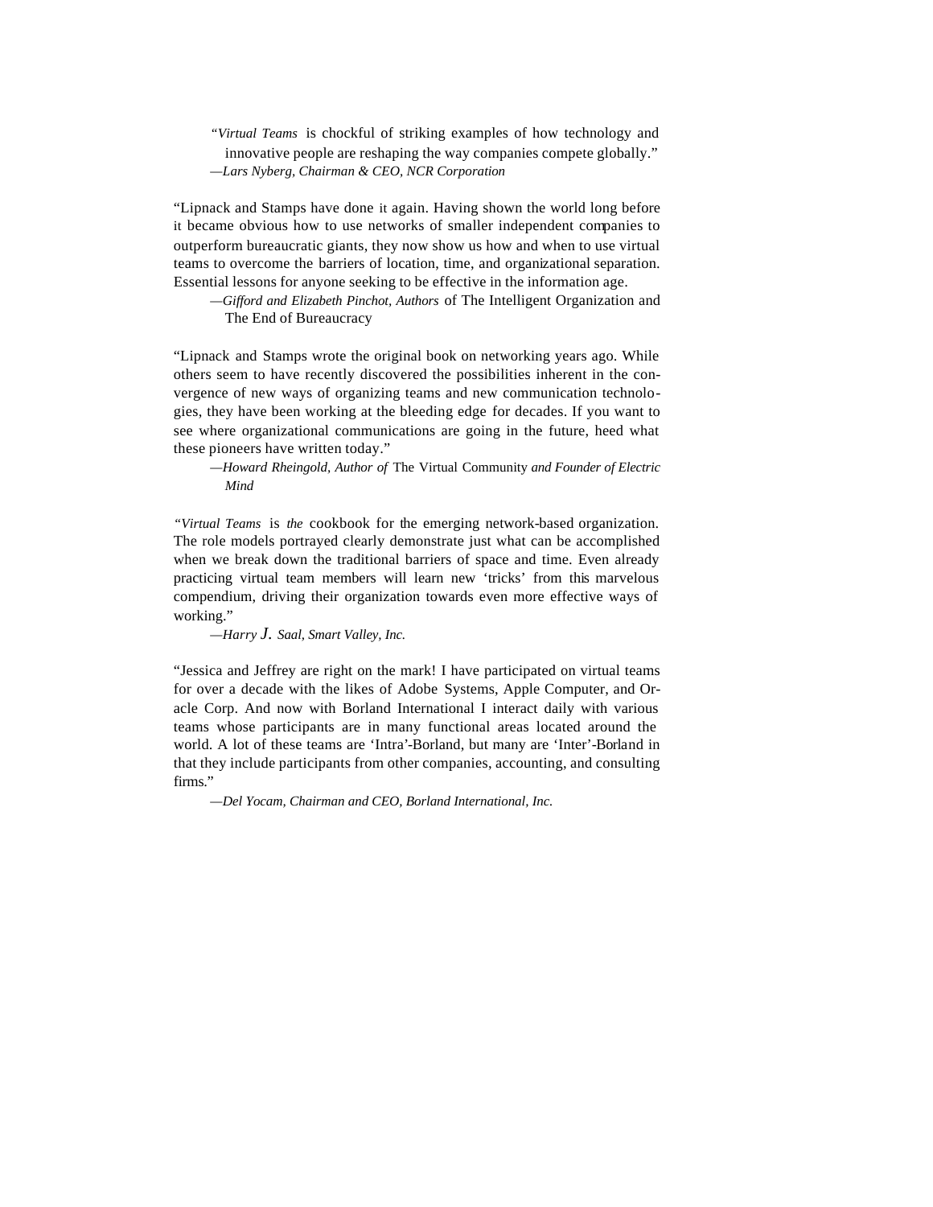"*Virtual Teams* is chockful of striking examples of how technology and innovative people are reshaping the way companies compete globally."

—*Lars Nyberg, Chairman & CEO, NCR Corporation*

"Lipnack and Stamps have done it again. Having shown the world long before it became obvious how to use networks of smaller independent companies to outperform bureaucratic giants, they now show us how and when to use virtual teams to overcome the barriers of location, time, and organizational separation. Essential lessons for anyone seeking to be effective in the information age.

—*Gifford and Elizabeth Pinchot, Authors* of The Intelligent Organization and The End of Bureaucracy

"Lipnack and Stamps wrote the original book on networking years ago. While others seem to have recently discovered the possibilities inherent in the convergence of new ways of organizing teams and new communication technologies, they have been working at the bleeding edge for decades. If you want to see where organizational communications are going in the future, heed what these pioneers have written today."

—*Howard Rheingold, Author of* The Virtual Community *and Founder of Electric Mind*

"*Virtual Teams* is *the* cookbook for the emerging network-based organization. The role models portrayed clearly demonstrate just what can be accomplished when we break down the traditional barriers of space and time. Even already practicing virtual team members will learn new 'tricks' from this marvelous compendium, driving their organization towards even more effective ways of working."

—*Harry J. Saal, Smart Valley, Inc.*

"Jessica and Jeffrey are right on the mark! I have participated on virtual teams for over a decade with the likes of Adobe Systems, Apple Computer, and Oracle Corp. And now with Borland International I interact daily with various teams whose participants are in many functional areas located around the world. A lot of these teams are 'Intra'-Borland, but many are 'Inter'-Borland in that they include participants from other companies, accounting, and consulting firms."

—*Del Yocam, Chairman and CEO, Borland International, Inc.*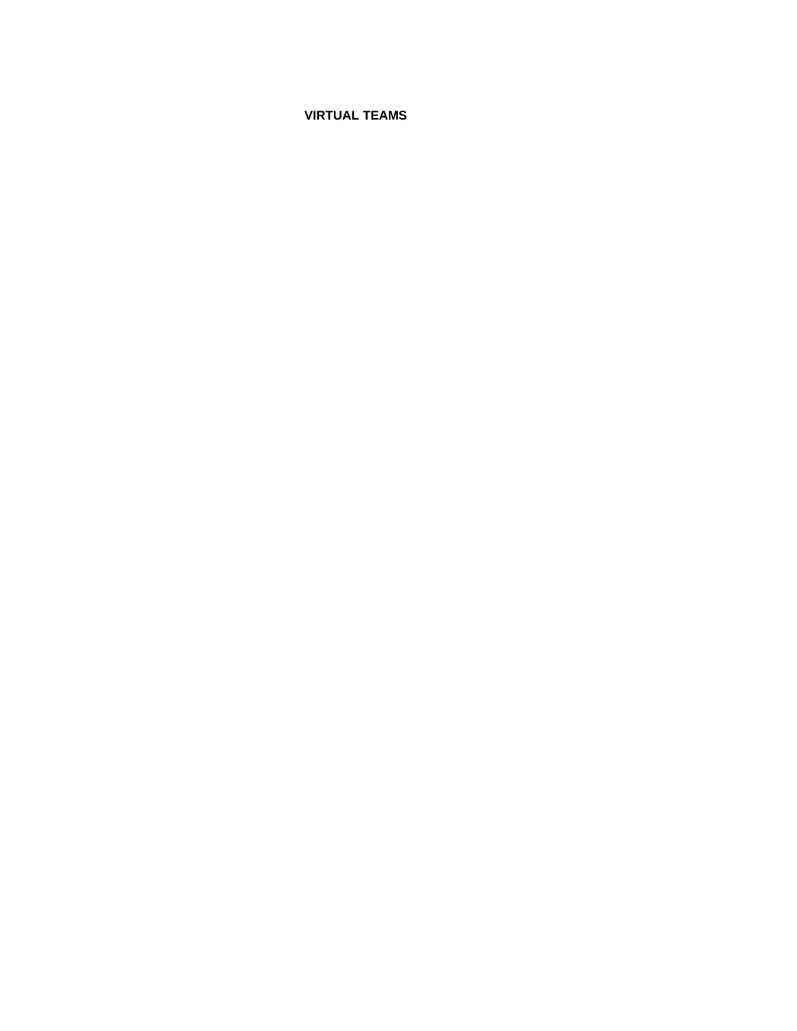**VIRTUAL TEAMS**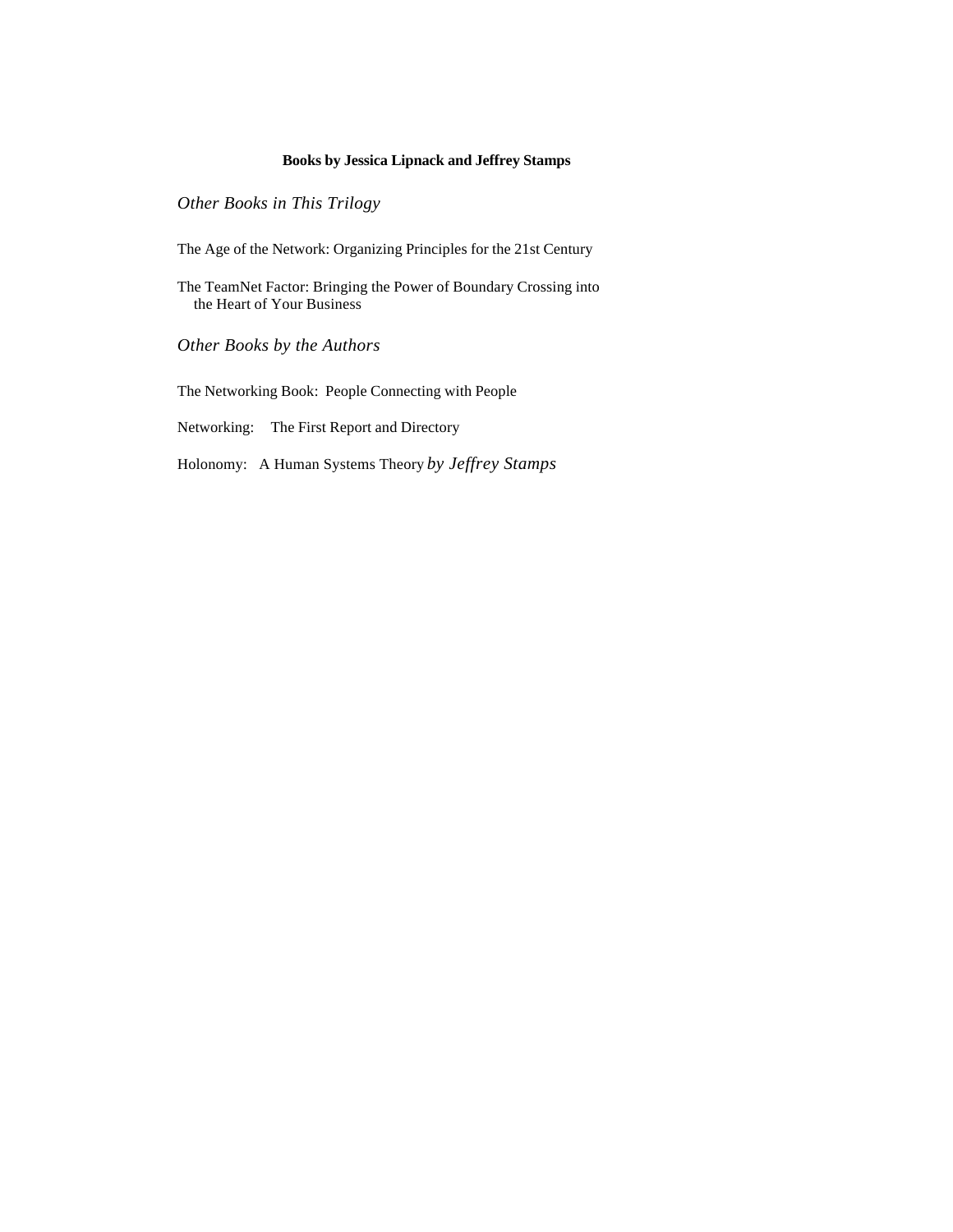**Books by Jessica Lipnack and Jeffrey Stamps**

*Other Books in This Trilogy*

The Age of the Network: Organizing Principles for the 21st Century

The TeamNet Factor: Bringing the Power of Boundary Crossing into the Heart of Your Business

*Other Books by the Authors*

The Networking Book: People Connecting with People

Networking: The First Report and Directory

Holonomy: A Human Systems Theory *by Jeffrey Stamps*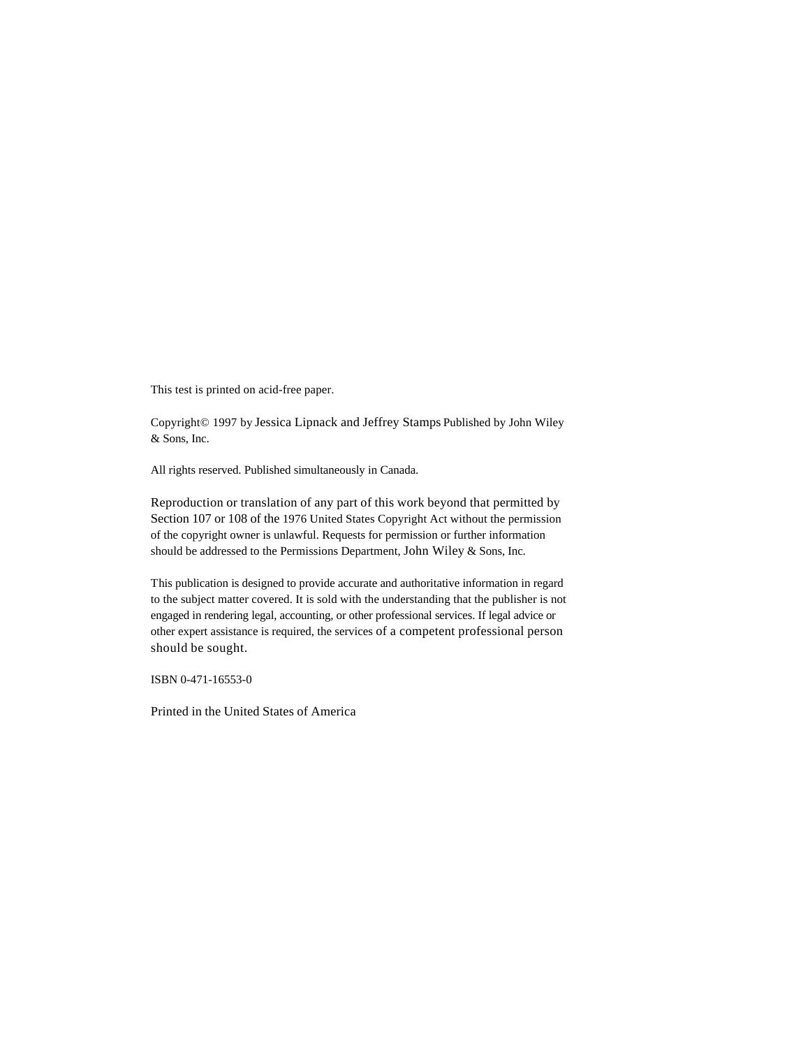This test is printed on acid-free paper.

Copyright© 1997 by Jessica Lipnack and Jeffrey Stamps Published by John Wiley & Sons, Inc.

All rights reserved. Published simultaneously in Canada.

Reproduction or translation of any part of this work beyond that permitted by Section 107 or 108 of the 1976 United States Copyright Act without the permission of the copyright owner is unlawful. Requests for permission or further information should be addressed to the Permissions Department, John Wiley & Sons, Inc.

This publication is designed to provide accurate and authoritative information in regard to the subject matter covered. It is sold with the understanding that the publisher is not engaged in rendering legal, accounting, or other professional services. If legal advice or other expert assistance is required, the services of a competent professional person should be sought.

ISBN 0-471-16553-0

Printed in the United States of America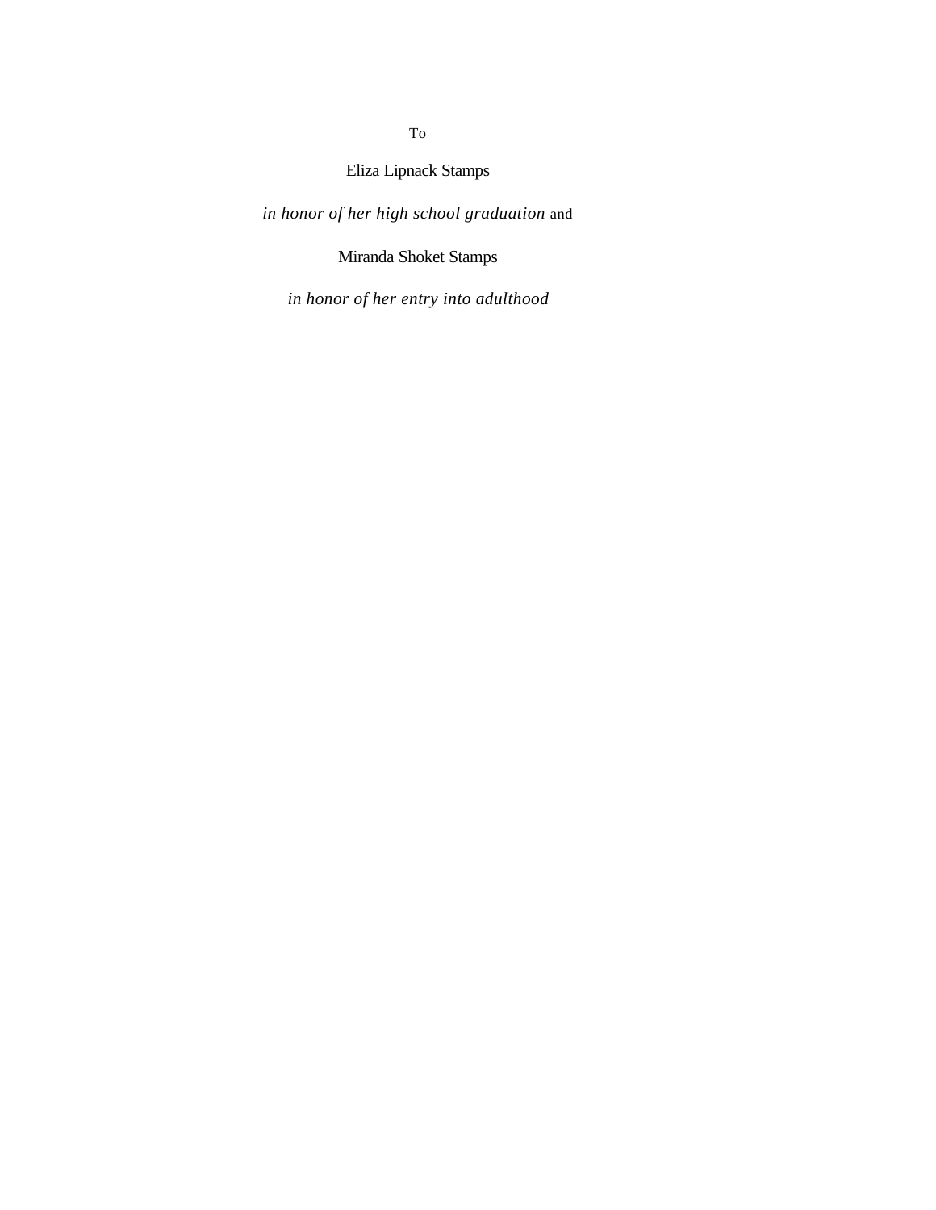To

Eliza Lipnack Stamps

*in honor of her high school graduation* and

Miranda Shoket Stamps

*in honor of her entry into adulthood*